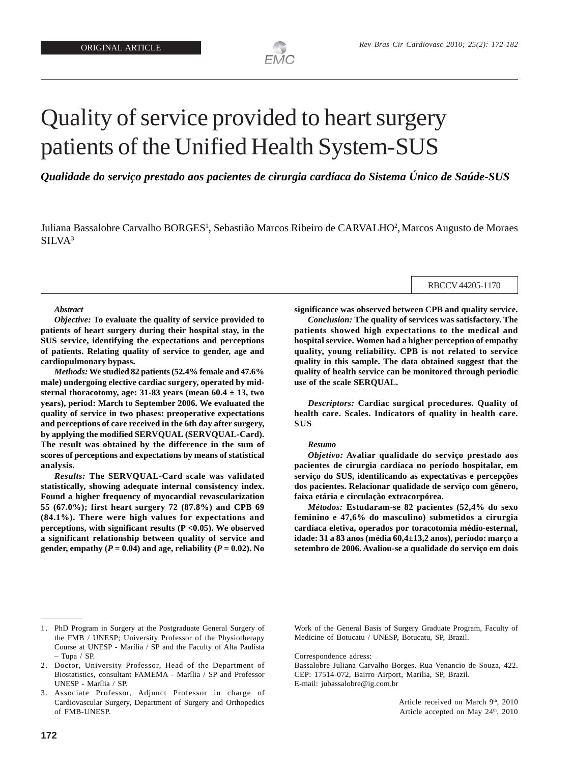ORIGINAL ARTICLE

# Quality of service provided to heart surgery patients of the Unified Health System-SUS

***Qualidade do serviço prestado aos pacientes de cirurgia cardíaca do Sistema Único de Saúde-SUS***

Juliana Bassalobre Carvalho BORGES[1], Sebastião Marcos Ribeiro de CARVALHO[2], Marcos Augusto de Moraes SILVA[3]

RBCCV 44205-1170

***Abstract***

***Objective:*** **To evaluate the quality of service provided to patients of heart surgery during their hospital stay, in the SUS service, identifying the expectations and perceptions of patients. Relating quality of service to gender, age and cardiopulmonary bypass.**

***Methods:*** **We studied 82 patients (52.4% female and 47.6% male) undergoing elective cardiac surgery, operated by mid-sternal thoracotomy, age: 31-83 years (mean 60.4 ± 13, two years), period: March to September 2006. We evaluated the quality of service in two phases: preoperative expectations and perceptions of care received in the 6th day after surgery, by applying the modified SERVQUAL (SERVQUAL-Card). The result was obtained by the difference in the sum of scores of perceptions and expectations by means of statistical analysis.**

***Results:*** **The SERVQUAL-Card scale was validated statistically, showing adequate internal consistency index. Found a higher frequency of myocardial revascularization 55 (67.0%); first heart surgery 72 (87.8%) and CPB 69 (84.1%). There were high values for expectations and perceptions, with significant results (P <0.05). We observed a significant relationship between quality of service and gender, empathy (*P* = 0.04) and age, reliability (*P* = 0.02). No significance was observed between CPB and quality service.**

***Conclusion:*** **The quality of services was satisfactory. The patients showed high expectations to the medical and hospital service. Women had a higher perception of empathy quality, young reliability. CPB is not related to service quality in this sample. The data obtained suggest that the quality of health service can be monitored through periodic use of the scale SERQUAL.**

***Descriptors:*** **Cardiac surgical procedures. Quality of health care. Scales. Indicators of quality in health care. SUS**

***Resumo***

***Objetivo:*** **Avaliar qualidade do serviço prestado aos pacientes de cirurgia cardíaca no período hospitalar, em serviço do SUS, identificando as expectativas e percepções dos pacientes. Relacionar qualidade de serviço com gênero, faixa etária e circulação extracorpórea.**

***Métodos:*** **Estudaram-se 82 pacientes (52,4% do sexo feminino e 47,6% do masculino) submetidos a cirurgia cardíaca eletiva, operados por toracotomia médio-esternal, idade: 31 a 83 anos (média 60,4±13,2 anos), período: março a setembro de 2006. Avaliou-se a qualidade do serviço em dois**

---

1. PhD Program in Surgery at the Postgraduate General Surgery of the FMB / UNESP; University Professor of the Physiotherapy Course at UNESP - Marília / SP and the Faculty of Alta Paulista – Tupa / SP.
2. Doctor, University Professor, Head of the Department of Biostatistics, consultant FAMEMA - Marília / SP and Professor UNESP - Marília / SP.
3. Associate Professor, Adjunct Professor in charge of Cardiovascular Surgery, Department of Surgery and Orthopedics of FMB-UNESP.

Work of the General Basis of Surgery Graduate Program, Faculty of Medicine of Botucatu / UNESP, Botucatu, SP, Brazil.

Correspondence adress:
Bassalobre Juliana Carvalho Borges. Rua Venancio de Souza, 422. CEP: 17514-072, Bairro Airport, Marilia, SP, Brazil.
E-mail: jubassalobre@ig.com.br

Article received on March 9th, 2010
Article accepted on May 24th, 2010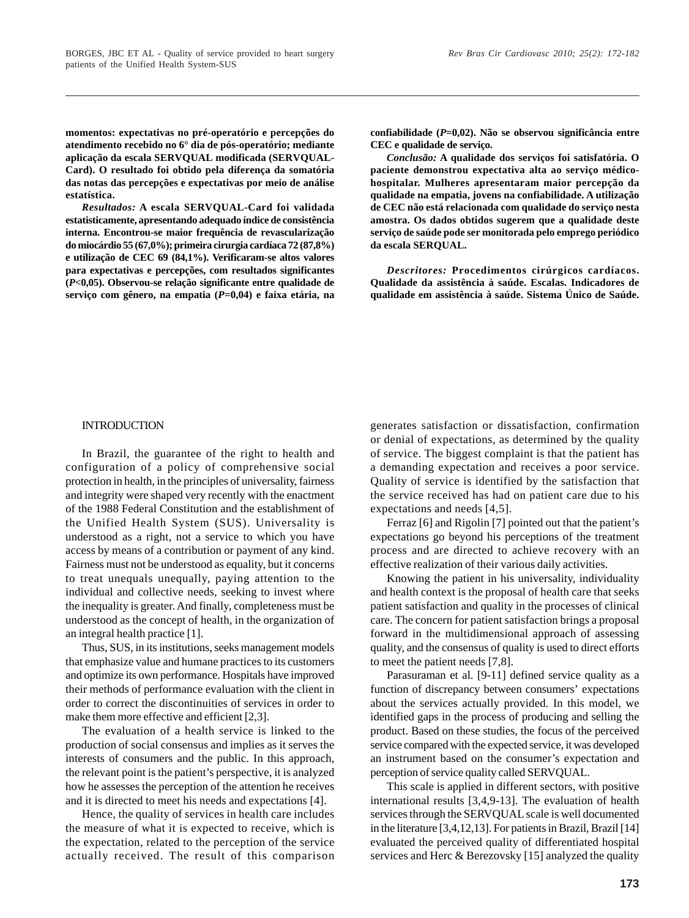**momentos: expectativas no pré-operatório e percepções do atendimento recebido no 6° dia de pós-operatório; mediante aplicação da escala SERVQUAL modificada (SERVQUAL-Card). O resultado foi obtido pela diferença da somatória das notas das percepções e expectativas por meio de análise estatística.**

***Resultados:*** **A escala SERVQUAL-Card foi validada estatisticamente, apresentando adequado índice de consistência interna. Encontrou-se maior frequência de revascularização do miocárdio 55 (67,0%); primeira cirurgia cardíaca 72 (87,8%) e utilização de CEC 69 (84,1%). Verificaram-se altos valores para expectativas e percepções, com resultados significantes (*P*<0,05). Observou-se relação significante entre qualidade de serviço com gênero, na empatia (*P*=0,04) e faixa etária, na confiabilidade (*P*=0,02). Não se observou significância entre CEC e qualidade de serviço.**

***Conclusão:*** **A qualidade dos serviços foi satisfatória. O paciente demonstrou expectativa alta ao serviço médico-hospitalar. Mulheres apresentaram maior percepção da qualidade na empatia, jovens na confiabilidade. A utilização de CEC não está relacionada com qualidade do serviço nesta amostra. Os dados obtidos sugerem que a qualidade deste serviço de saúde pode ser monitorada pelo emprego periódico da escala SERQUAL.**

***Descritores:*** **Procedimentos cirúrgicos cardíacos. Qualidade da assistência à saúde. Escalas. Indicadores de qualidade em assistência à saúde. Sistema Único de Saúde.**

## INTRODUCTION

In Brazil, the guarantee of the right to health and configuration of a policy of comprehensive social protection in health, in the principles of universality, fairness and integrity were shaped very recently with the enactment of the 1988 Federal Constitution and the establishment of the Unified Health System (SUS). Universality is understood as a right, not a service to which you have access by means of a contribution or payment of any kind. Fairness must not be understood as equality, but it concerns to treat unequals unequally, paying attention to the individual and collective needs, seeking to invest where the inequality is greater. And finally, completeness must be understood as the concept of health, in the organization of an integral health practice [1].

Thus, SUS, in its institutions, seeks management models that emphasize value and humane practices to its customers and optimize its own performance. Hospitals have improved their methods of performance evaluation with the client in order to correct the discontinuities of services in order to make them more effective and efficient [2,3].

The evaluation of a health service is linked to the production of social consensus and implies as it serves the interests of consumers and the public. In this approach, the relevant point is the patient's perspective, it is analyzed how he assesses the perception of the attention he receives and it is directed to meet his needs and expectations [4].

Hence, the quality of services in health care includes the measure of what it is expected to receive, which is the expectation, related to the perception of the service actually received. The result of this comparison generates satisfaction or dissatisfaction, confirmation or denial of expectations, as determined by the quality of service. The biggest complaint is that the patient has a demanding expectation and receives a poor service. Quality of service is identified by the satisfaction that the service received has had on patient care due to his expectations and needs [4,5].

Ferraz [6] and Rigolin [7] pointed out that the patient's expectations go beyond his perceptions of the treatment process and are directed to achieve recovery with an effective realization of their various daily activities.

Knowing the patient in his universality, individuality and health context is the proposal of health care that seeks patient satisfaction and quality in the processes of clinical care. The concern for patient satisfaction brings a proposal forward in the multidimensional approach of assessing quality, and the consensus of quality is used to direct efforts to meet the patient needs [7,8].

Parasuraman et al. [9-11] defined service quality as a function of discrepancy between consumers' expectations about the services actually provided. In this model, we identified gaps in the process of producing and selling the product. Based on these studies, the focus of the perceived service compared with the expected service, it was developed an instrument based on the consumer's expectation and perception of service quality called SERVQUAL.

This scale is applied in different sectors, with positive international results [3,4,9-13]. The evaluation of health services through the SERVQUAL scale is well documented in the literature [3,4,12,13]. For patients in Brazil, Brazil [14] evaluated the perceived quality of differentiated hospital services and Herc & Berezovsky [15] analyzed the quality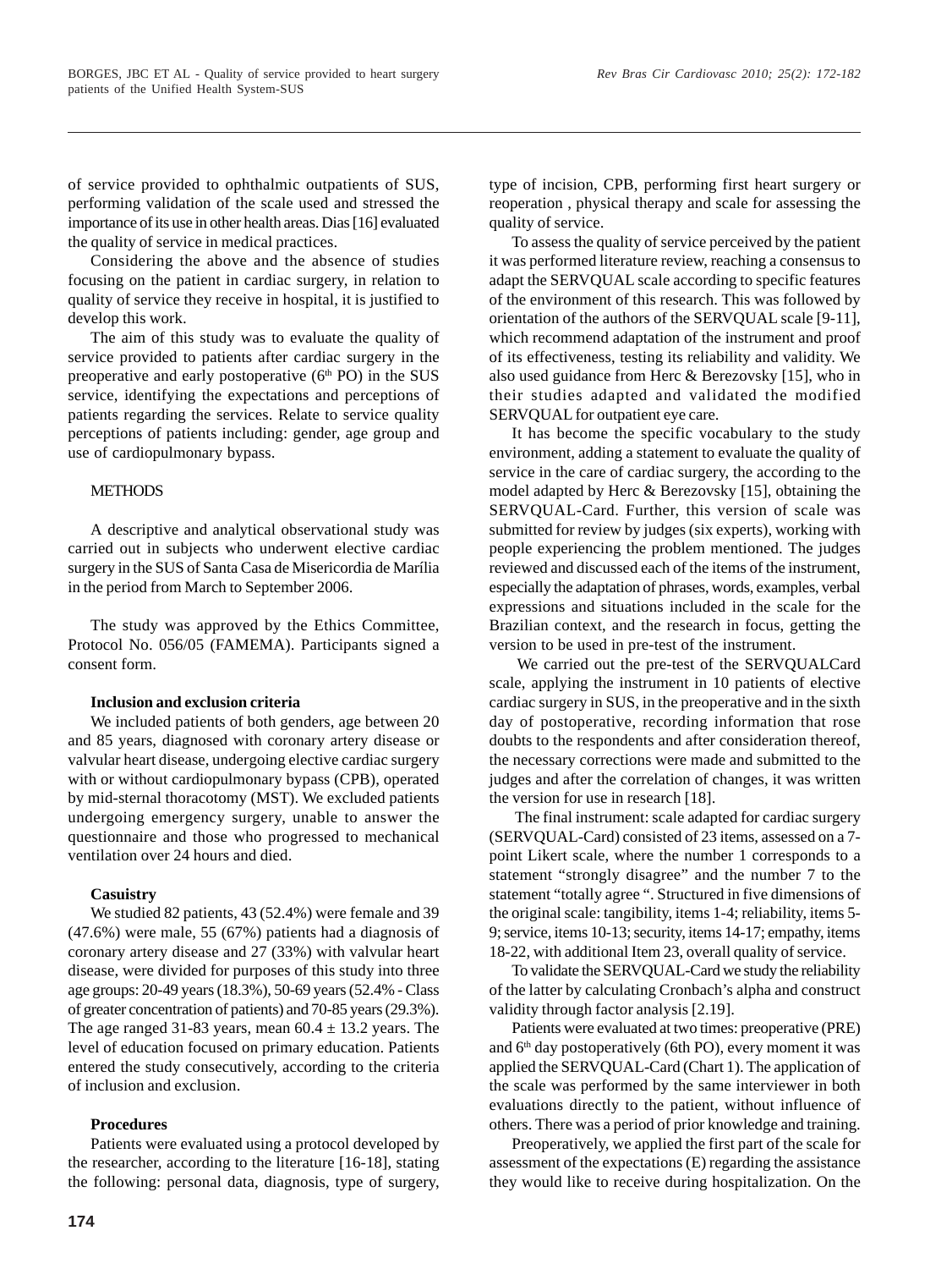of service provided to ophthalmic outpatients of SUS, performing validation of the scale used and stressed the importance of its use in other health areas. Dias [16] evaluated the quality of service in medical practices.

Considering the above and the absence of studies focusing on the patient in cardiac surgery, in relation to quality of service they receive in hospital, it is justified to develop this work.

The aim of this study was to evaluate the quality of service provided to patients after cardiac surgery in the preoperative and early postoperative (6[th] PO) in the SUS service, identifying the expectations and perceptions of patients regarding the services. Relate to service quality perceptions of patients including: gender, age group and use of cardiopulmonary bypass.

## METHODS

A descriptive and analytical observational study was carried out in subjects who underwent elective cardiac surgery in the SUS of Santa Casa de Misericordia de Marília in the period from March to September 2006.

The study was approved by the Ethics Committee, Protocol No. 056/05 (FAMEMA). Participants signed a consent form.

### Inclusion and exclusion criteria

We included patients of both genders, age between 20 and 85 years, diagnosed with coronary artery disease or valvular heart disease, undergoing elective cardiac surgery with or without cardiopulmonary bypass (CPB), operated by mid-sternal thoracotomy (MST). We excluded patients undergoing emergency surgery, unable to answer the questionnaire and those who progressed to mechanical ventilation over 24 hours and died.

### Casuistry

We studied 82 patients, 43 (52.4%) were female and 39 (47.6%) were male, 55 (67%) patients had a diagnosis of coronary artery disease and 27 (33%) with valvular heart disease, were divided for purposes of this study into three age groups: 20-49 years (18.3%), 50-69 years (52.4% - Class of greater concentration of patients) and 70-85 years (29.3%). The age ranged 31-83 years, mean $60.4 \pm 13.2$ years. The level of education focused on primary education. Patients entered the study consecutively, according to the criteria of inclusion and exclusion.

### Procedures

Patients were evaluated using a protocol developed by the researcher, according to the literature [16-18], stating the following: personal data, diagnosis, type of surgery, type of incision, CPB, performing first heart surgery or reoperation , physical therapy and scale for assessing the quality of service.

To assess the quality of service perceived by the patient it was performed literature review, reaching a consensus to adapt the SERVQUAL scale according to specific features of the environment of this research. This was followed by orientation of the authors of the SERVQUAL scale [9-11], which recommend adaptation of the instrument and proof of its effectiveness, testing its reliability and validity. We also used guidance from Herc & Berezovsky [15], who in their studies adapted and validated the modified SERVQUAL for outpatient eye care.

It has become the specific vocabulary to the study environment, adding a statement to evaluate the quality of service in the care of cardiac surgery, the according to the model adapted by Herc & Berezovsky [15], obtaining the SERVQUAL-Card. Further, this version of scale was submitted for review by judges (six experts), working with people experiencing the problem mentioned. The judges reviewed and discussed each of the items of the instrument, especially the adaptation of phrases, words, examples, verbal expressions and situations included in the scale for the Brazilian context, and the research in focus, getting the version to be used in pre-test of the instrument.

We carried out the pre-test of the SERVQUALCard scale, applying the instrument in 10 patients of elective cardiac surgery in SUS, in the preoperative and in the sixth day of postoperative, recording information that rose doubts to the respondents and after consideration thereof, the necessary corrections were made and submitted to the judges and after the correlation of changes, it was written the version for use in research [18].

The final instrument: scale adapted for cardiac surgery (SERVQUAL-Card) consisted of 23 items, assessed on a 7-point Likert scale, where the number 1 corresponds to a statement "strongly disagree" and the number 7 to the statement "totally agree ". Structured in five dimensions of the original scale: tangibility, items 1-4; reliability, items 5-9; service, items 10-13; security, items 14-17; empathy, items 18-22, with additional Item 23, overall quality of service.

To validate the SERVQUAL-Card we study the reliability of the latter by calculating Cronbach's alpha and construct validity through factor analysis [2.19].

Patients were evaluated at two times: preoperative (PRE) and 6[th] day postoperatively (6th PO), every moment it was applied the SERVQUAL-Card (Chart 1). The application of the scale was performed by the same interviewer in both evaluations directly to the patient, without influence of others. There was a period of prior knowledge and training.

Preoperatively, we applied the first part of the scale for assessment of the expectations (E) regarding the assistance they would like to receive during hospitalization. On the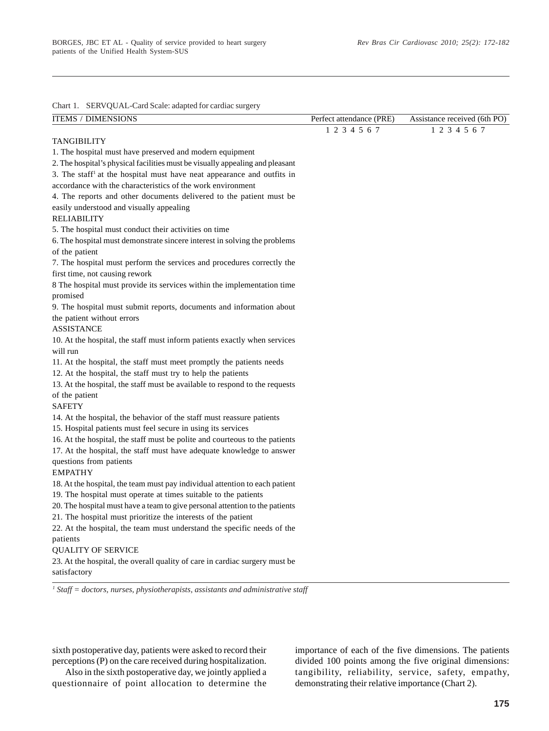Chart 1. SERVQUAL-Card Scale: adapted for cardiac surgery

| ITEMS / DIMENSIONS | Perfect attendance (PRE) | Assistance received (6th PO) |
| --- | --- | --- |
| | 1 2 3 4 5 6 7 | 1 2 3 4 5 6 7 |
| TANGIBILITY | | |
| 1. The hospital must have preserved and modern equipment | | |
| 2. The hospital's physical facilities must be visually appealing and pleasant | | |
| 3. The staff[1] at the hospital must have neat appearance and outfits in accordance with the characteristics of the work environment | | |
| 4. The reports and other documents delivered to the patient must be easily understood and visually appealing | | |
| RELIABILITY | | |
| 5. The hospital must conduct their activities on time | | |
| 6. The hospital must demonstrate sincere interest in solving the problems of the patient | | |
| 7. The hospital must perform the services and procedures correctly the first time, not causing rework | | |
| 8 The hospital must provide its services within the implementation time promised | | |
| 9. The hospital must submit reports, documents and information about the patient without errors | | |
| ASSISTANCE | | |
| 10. At the hospital, the staff must inform patients exactly when services will run | | |
| 11. At the hospital, the staff must meet promptly the patients needs | | |
| 12. At the hospital, the staff must try to help the patients | | |
| 13. At the hospital, the staff must be available to respond to the requests of the patient | | |
| SAFETY | | |
| 14. At the hospital, the behavior of the staff must reassure patients | | |
| 15. Hospital patients must feel secure in using its services | | |
| 16. At the hospital, the staff must be polite and courteous to the patients | | |
| 17. At the hospital, the staff must have adequate knowledge to answer questions from patients | | |
| EMPATHY | | |
| 18. At the hospital, the team must pay individual attention to each patient | | |
| 19. The hospital must operate at times suitable to the patients | | |
| 20. The hospital must have a team to give personal attention to the patients | | |
| 21. The hospital must prioritize the interests of the patient | | |
| 22. At the hospital, the team must understand the specific needs of the patients | | |
| QUALITY OF SERVICE | | |
| 23. At the hospital, the overall quality of care in cardiac surgery must be satisfactory | | |

*[1] Staff = doctors, nurses, physiotherapists, assistants and administrative staff*

sixth postoperative day, patients were asked to record their perceptions (P) on the care received during hospitalization.

Also in the sixth postoperative day, we jointly applied a questionnaire of point allocation to determine the importance of each of the five dimensions. The patients divided 100 points among the five original dimensions: tangibility, reliability, service, safety, empathy, demonstrating their relative importance (Chart 2).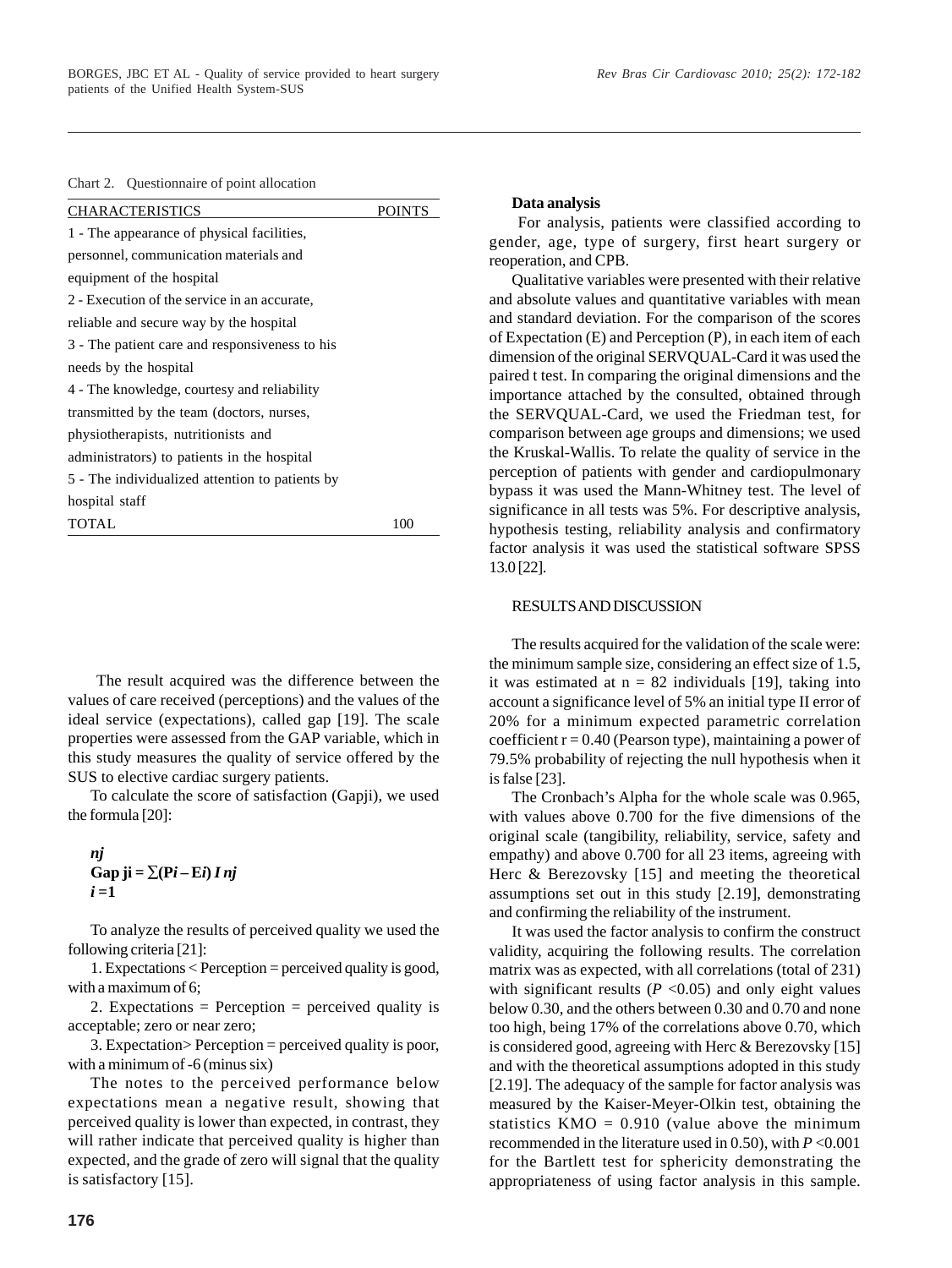Chart 2. Questionnaire of point allocation

| CHARACTERISTICS | POINTS |
|---|---|
| 1 - The appearance of physical facilities, personnel, communication materials and equipment of the hospital | |
| 2 - Execution of the service in an accurate, reliable and secure way by the hospital | |
| 3 - The patient care and responsiveness to his needs by the hospital | |
| 4 - The knowledge, courtesy and reliability transmitted by the team (doctors, nurses, physiotherapists, nutritionists and administrators) to patients in the hospital | |
| 5 - The individualized attention to patients by hospital staff | |
| TOTAL | 100 |

The result acquired was the difference between the values of care received (perceptions) and the values of the ideal service (expectations), called gap [19]. The scale properties were assessed from the GAP variable, which in this study measures the quality of service offered by the SUS to elective cardiac surgery patients.

To calculate the score of satisfaction (Gapji), we used the formula [20]:

$$\text{Gap } ji = \sum_{i=1}^{nj} (Pi - Ei) \, / \, nj$$

To analyze the results of perceived quality we used the following criteria [21]:

1. Expectations < Perception = perceived quality is good, with a maximum of 6;

2. Expectations = Perception = perceived quality is acceptable; zero or near zero;

3. Expectation> Perception = perceived quality is poor, with a minimum of -6 (minus six)

The notes to the perceived performance below expectations mean a negative result, showing that perceived quality is lower than expected, in contrast, they will rather indicate that perceived quality is higher than expected, and the grade of zero will signal that the quality is satisfactory [15].

**Data analysis**

For analysis, patients were classified according to gender, age, type of surgery, first heart surgery or reoperation, and CPB.

Qualitative variables were presented with their relative and absolute values and quantitative variables with mean and standard deviation. For the comparison of the scores of Expectation (E) and Perception (P), in each item of each dimension of the original SERVQUAL-Card it was used the paired t test. In comparing the original dimensions and the importance attached by the consulted, obtained through the SERVQUAL-Card, we used the Friedman test, for comparison between age groups and dimensions; we used the Kruskal-Wallis. To relate the quality of service in the perception of patients with gender and cardiopulmonary bypass it was used the Mann-Whitney test. The level of significance in all tests was 5%. For descriptive analysis, hypothesis testing, reliability analysis and confirmatory factor analysis it was used the statistical software SPSS 13.0 [22].

## RESULTS AND DISCUSSION

The results acquired for the validation of the scale were: the minimum sample size, considering an effect size of 1.5, it was estimated at n = 82 individuals [19], taking into account a significance level of 5% an initial type II error of 20% for a minimum expected parametric correlation coefficient r = 0.40 (Pearson type), maintaining a power of 79.5% probability of rejecting the null hypothesis when it is false [23].

The Cronbach's Alpha for the whole scale was 0.965, with values above 0.700 for the five dimensions of the original scale (tangibility, reliability, service, safety and empathy) and above 0.700 for all 23 items, agreeing with Herc & Berezovsky [15] and meeting the theoretical assumptions set out in this study [2.19], demonstrating and confirming the reliability of the instrument.

It was used the factor analysis to confirm the construct validity, acquiring the following results. The correlation matrix was as expected, with all correlations (total of 231) with significant results ($P$ <0.05) and only eight values below 0.30, and the others between 0.30 and 0.70 and none too high, being 17% of the correlations above 0.70, which is considered good, agreeing with Herc & Berezovsky [15] and with the theoretical assumptions adopted in this study [2.19]. The adequacy of the sample for factor analysis was measured by the Kaiser-Meyer-Olkin test, obtaining the statistics KMO = 0.910 (value above the minimum recommended in the literature used in 0.50), with $P$ <0.001 for the Bartlett test for sphericity demonstrating the appropriateness of using factor analysis in this sample.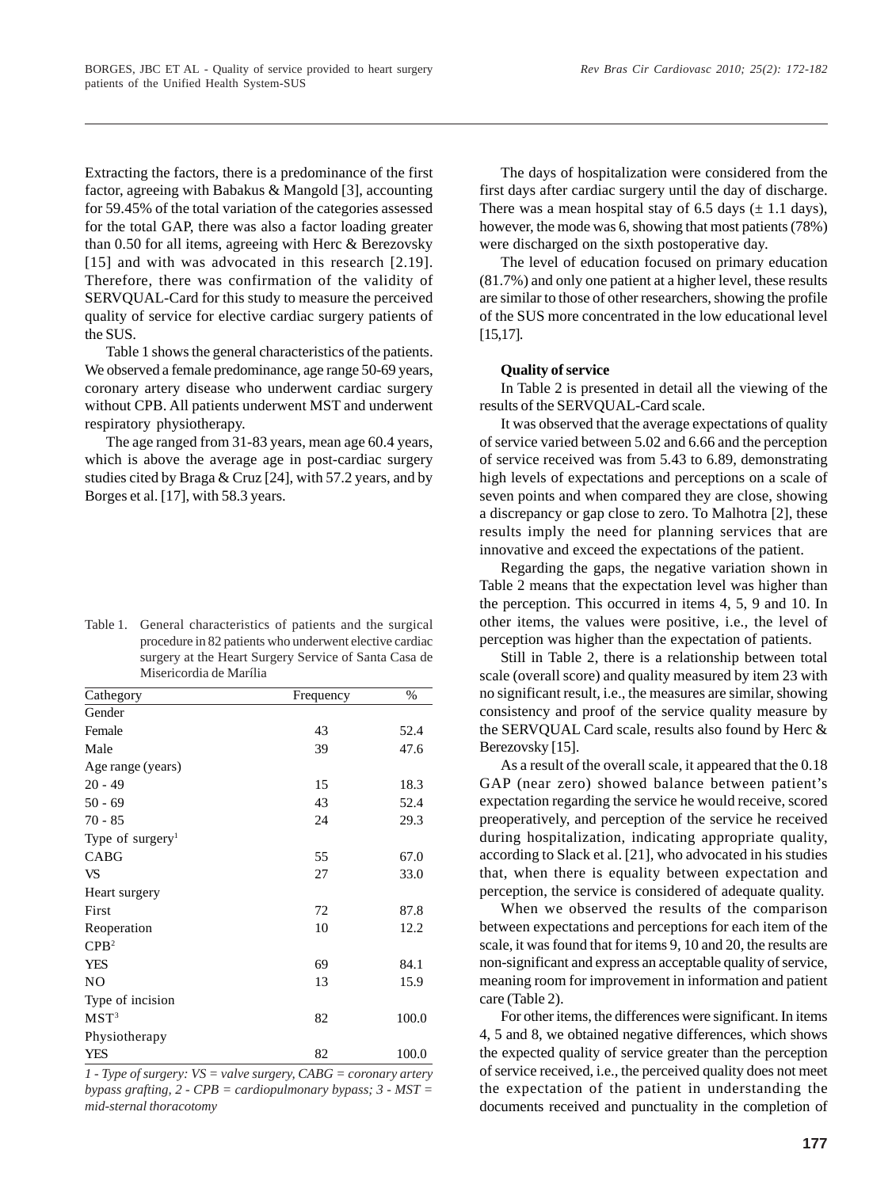Extracting the factors, there is a predominance of the first factor, agreeing with Babakus & Mangold [3], accounting for 59.45% of the total variation of the categories assessed for the total GAP, there was also a factor loading greater than 0.50 for all items, agreeing with Herc & Berezovsky [15] and with was advocated in this research [2.19]. Therefore, there was confirmation of the validity of SERVQUAL-Card for this study to measure the perceived quality of service for elective cardiac surgery patients of the SUS.

Table 1 shows the general characteristics of the patients. We observed a female predominance, age range 50-69 years, coronary artery disease who underwent cardiac surgery without CPB. All patients underwent MST and underwent respiratory physiotherapy.

The age ranged from 31-83 years, mean age 60.4 years, which is above the average age in post-cardiac surgery studies cited by Braga & Cruz [24], with 57.2 years, and by Borges et al. [17], with 58.3 years.

Table 1. General characteristics of patients and the surgical procedure in 82 patients who underwent elective cardiac surgery at the Heart Surgery Service of Santa Casa de Misericordia de Marília

| Cathegory | Frequency | % |
|---|---|---|
| Gender | | |
| Female | 43 | 52.4 |
| Male | 39 | 47.6 |
| Age range (years) | | |
| 20 - 49 | 15 | 18.3 |
| 50 - 69 | 43 | 52.4 |
| 70 - 85 | 24 | 29.3 |
| Type of surgery[1] | | |
| CABG | 55 | 67.0 |
| VS | 27 | 33.0 |
| Heart surgery | | |
| First | 72 | 87.8 |
| Reoperation | 10 | 12.2 |
| CPB[2] | | |
| YES | 69 | 84.1 |
| NO | 13 | 15.9 |
| Type of incision | | |
| MST[3] | 82 | 100.0 |
| Physiotherapy | | |
| YES | 82 | 100.0 |

*1 - Type of surgery: VS = valve surgery, CABG = coronary artery bypass grafting, 2 - CPB = cardiopulmonary bypass; 3 - MST = mid-sternal thoracotomy*

The days of hospitalization were considered from the first days after cardiac surgery until the day of discharge. There was a mean hospital stay of 6.5 days (± 1.1 days), however, the mode was 6, showing that most patients (78%) were discharged on the sixth postoperative day.

The level of education focused on primary education (81.7%) and only one patient at a higher level, these results are similar to those of other researchers, showing the profile of the SUS more concentrated in the low educational level [15,17].

**Quality of service**

In Table 2 is presented in detail all the viewing of the results of the SERVQUAL-Card scale.

It was observed that the average expectations of quality of service varied between 5.02 and 6.66 and the perception of service received was from 5.43 to 6.89, demonstrating high levels of expectations and perceptions on a scale of seven points and when compared they are close, showing a discrepancy or gap close to zero. To Malhotra [2], these results imply the need for planning services that are innovative and exceed the expectations of the patient.

Regarding the gaps, the negative variation shown in Table 2 means that the expectation level was higher than the perception. This occurred in items 4, 5, 9 and 10. In other items, the values were positive, i.e., the level of perception was higher than the expectation of patients.

Still in Table 2, there is a relationship between total scale (overall score) and quality measured by item 23 with no significant result, i.e., the measures are similar, showing consistency and proof of the service quality measure by the SERVQUAL Card scale, results also found by Herc & Berezovsky [15].

As a result of the overall scale, it appeared that the 0.18 GAP (near zero) showed balance between patient's expectation regarding the service he would receive, scored preoperatively, and perception of the service he received during hospitalization, indicating appropriate quality, according to Slack et al. [21], who advocated in his studies that, when there is equality between expectation and perception, the service is considered of adequate quality.

When we observed the results of the comparison between expectations and perceptions for each item of the scale, it was found that for items 9, 10 and 20, the results are non-significant and express an acceptable quality of service, meaning room for improvement in information and patient care (Table 2).

For other items, the differences were significant. In items 4, 5 and 8, we obtained negative differences, which shows the expected quality of service greater than the perception of service received, i.e., the perceived quality does not meet the expectation of the patient in understanding the documents received and punctuality in the completion of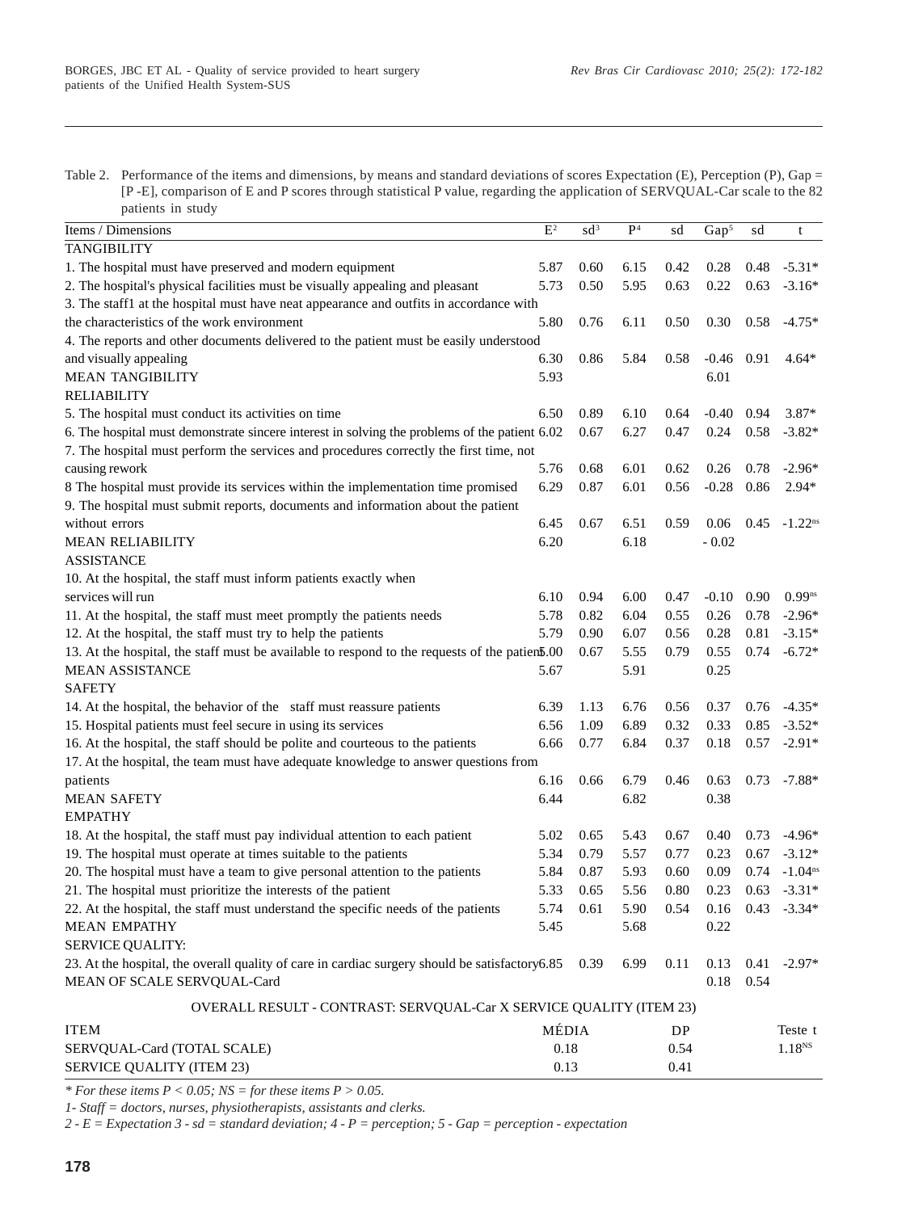Table 2. Performance of the items and dimensions, by means and standard deviations of scores Expectation (E), Perception (P), Gap = [P -E], comparison of E and P scores through statistical P value, regarding the application of SERVQUAL-Car scale to the 82 patients in study

| Items / Dimensions | E[2] | sd[3] | P[4] | sd | Gap[5] | sd | t |
|---|---|---|---|---|---|---|---|
| TANGIBILITY | | | | | | | |
| 1. The hospital must have preserved and modern equipment | 5.87 | 0.60 | 6.15 | 0.42 | 0.28 | 0.48 | -5.31* |
| 2. The hospital's physical facilities must be visually appealing and pleasant | 5.73 | 0.50 | 5.95 | 0.63 | 0.22 | 0.63 | -3.16* |
| 3. The staff1 at the hospital must have neat appearance and outfits in accordance with the characteristics of the work environment | 5.80 | 0.76 | 6.11 | 0.50 | 0.30 | 0.58 | -4.75* |
| 4. The reports and other documents delivered to the patient must be easily understood and visually appealing | 6.30 | 0.86 | 5.84 | 0.58 | -0.46 | 0.91 | 4.64* |
| MEAN TANGIBILITY | 5.93 | | | | 6.01 | | |
| RELIABILITY | | | | | | | |
| 5. The hospital must conduct its activities on time | 6.50 | 0.89 | 6.10 | 0.64 | -0.40 | 0.94 | 3.87* |
| 6. The hospital must demonstrate sincere interest in solving the problems of the patient | 6.02 | 0.67 | 6.27 | 0.47 | 0.24 | 0.58 | -3.82* |
| 7. The hospital must perform the services and procedures correctly the first time, not causing rework | 5.76 | 0.68 | 6.01 | 0.62 | 0.26 | 0.78 | -2.96* |
| 8 The hospital must provide its services within the implementation time promised | 6.29 | 0.87 | 6.01 | 0.56 | -0.28 | 0.86 | 2.94* |
| 9. The hospital must submit reports, documents and information about the patient without errors | 6.45 | 0.67 | 6.51 | 0.59 | 0.06 | 0.45 | -1.22[ns] |
| MEAN RELIABILITY | 6.20 | | 6.18 | | - 0.02 | | |
| ASSISTANCE | | | | | | | |
| 10. At the hospital, the staff must inform patients exactly when services will run | 6.10 | 0.94 | 6.00 | 0.47 | -0.10 | 0.90 | 0.99[ns] |
| 11. At the hospital, the staff must meet promptly the patients needs | 5.78 | 0.82 | 6.04 | 0.55 | 0.26 | 0.78 | -2.96* |
| 12. At the hospital, the staff must try to help the patients | 5.79 | 0.90 | 6.07 | 0.56 | 0.28 | 0.81 | -3.15* |
| 13. At the hospital, the staff must be available to respond to the requests of the patient | 5.00 | 0.67 | 5.55 | 0.79 | 0.55 | 0.74 | -6.72* |
| MEAN ASSISTANCE | 5.67 | | 5.91 | | 0.25 | | |
| SAFETY | | | | | | | |
| 14. At the hospital, the behavior of the staff must reassure patients | 6.39 | 1.13 | 6.76 | 0.56 | 0.37 | 0.76 | -4.35* |
| 15. Hospital patients must feel secure in using its services | 6.56 | 1.09 | 6.89 | 0.32 | 0.33 | 0.85 | -3.52* |
| 16. At the hospital, the staff should be polite and courteous to the patients | 6.66 | 0.77 | 6.84 | 0.37 | 0.18 | 0.57 | -2.91* |
| 17. At the hospital, the team must have adequate knowledge to answer questions from patients | 6.16 | 0.66 | 6.79 | 0.46 | 0.63 | 0.73 | -7.88* |
| MEAN SAFETY | 6.44 | | 6.82 | | 0.38 | | |
| EMPATHY | | | | | | | |
| 18. At the hospital, the staff must pay individual attention to each patient | 5.02 | 0.65 | 5.43 | 0.67 | 0.40 | 0.73 | -4.96* |
| 19. The hospital must operate at times suitable to the patients | 5.34 | 0.79 | 5.57 | 0.77 | 0.23 | 0.67 | -3.12* |
| 20. The hospital must have a team to give personal attention to the patients | 5.84 | 0.87 | 5.93 | 0.60 | 0.09 | 0.74 | -1.04[ns] |
| 21. The hospital must prioritize the interests of the patient | 5.33 | 0.65 | 5.56 | 0.80 | 0.23 | 0.63 | -3.31* |
| 22. At the hospital, the staff must understand the specific needs of the patients | 5.74 | 0.61 | 5.90 | 0.54 | 0.16 | 0.43 | -3.34* |
| MEAN EMPATHY | 5.45 | | 5.68 | | 0.22 | | |
| SERVICE QUALITY: | | | | | | | |
| 23. At the hospital, the overall quality of care in cardiac surgery should be satisfactory | 6.85 | 0.39 | 6.99 | 0.11 | 0.13 | 0.41 | -2.97* |
| MEAN OF SCALE SERVQUAL-Card | | | | | 0.18 | 0.54 | |

OVERALL RESULT - CONTRAST: SERVQUAL-Car X SERVICE QUALITY (ITEM 23)

| ITEM | MÉDIA | DP | Teste t |
|---|---|---|---|
| SERVQUAL-Card (TOTAL SCALE) | 0.18 | 0.54 | 1.18[NS] |
| SERVICE QUALITY (ITEM 23) | 0.13 | 0.41 | |

*\* For these items $P < 0.05$; NS = for these items $P > 0.05$.*

*1- Staff = doctors, nurses, physiotherapists, assistants and clerks.*

*2 - E = Expectation 3 - sd = standard deviation; 4 - P = perception; 5 - Gap = perception - expectation*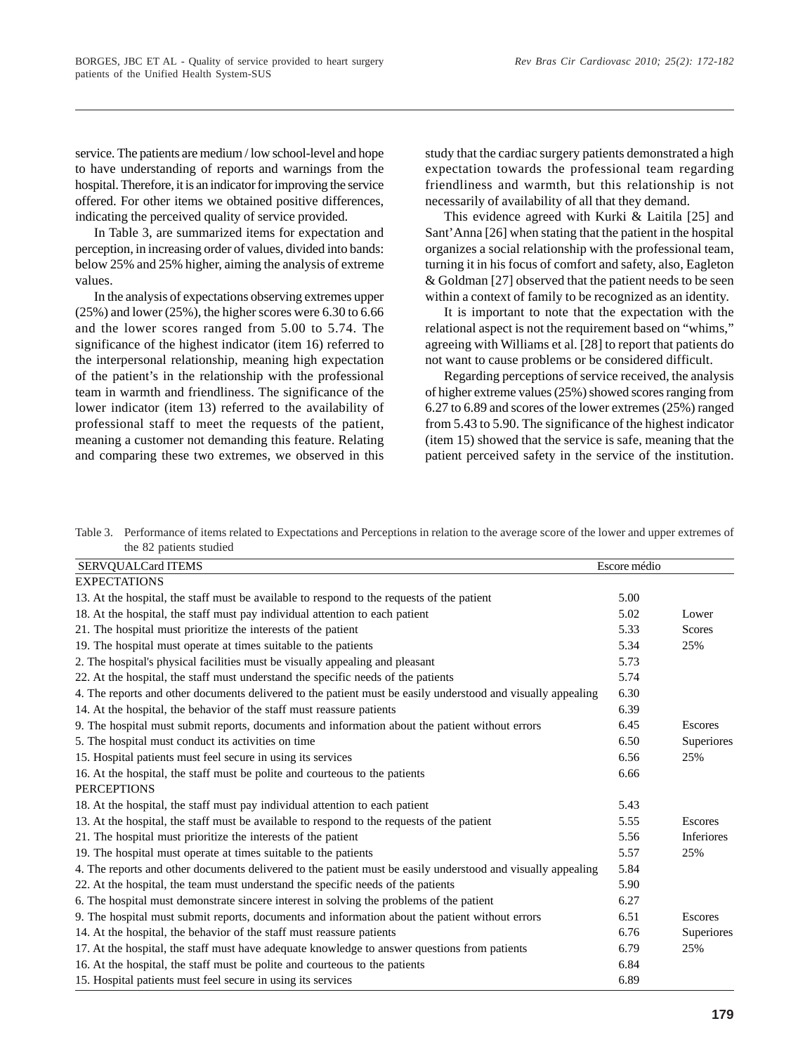service. The patients are medium / low school-level and hope to have understanding of reports and warnings from the hospital. Therefore, it is an indicator for improving the service offered. For other items we obtained positive differences, indicating the perceived quality of service provided.

In Table 3, are summarized items for expectation and perception, in increasing order of values, divided into bands: below 25% and 25% higher, aiming the analysis of extreme values.

In the analysis of expectations observing extremes upper (25%) and lower (25%), the higher scores were 6.30 to 6.66 and the lower scores ranged from 5.00 to 5.74. The significance of the highest indicator (item 16) referred to the interpersonal relationship, meaning high expectation of the patient's in the relationship with the professional team in warmth and friendliness. The significance of the lower indicator (item 13) referred to the availability of professional staff to meet the requests of the patient, meaning a customer not demanding this feature. Relating and comparing these two extremes, we observed in this study that the cardiac surgery patients demonstrated a high expectation towards the professional team regarding friendliness and warmth, but this relationship is not necessarily of availability of all that they demand.

This evidence agreed with Kurki & Laitila [25] and Sant'Anna [26] when stating that the patient in the hospital organizes a social relationship with the professional team, turning it in his focus of comfort and safety, also, Eagleton & Goldman [27] observed that the patient needs to be seen within a context of family to be recognized as an identity.

It is important to note that the expectation with the relational aspect is not the requirement based on "whims," agreeing with Williams et al. [28] to report that patients do not want to cause problems or be considered difficult.

Regarding perceptions of service received, the analysis of higher extreme values (25%) showed scores ranging from 6.27 to 6.89 and scores of the lower extremes (25%) ranged from 5.43 to 5.90. The significance of the highest indicator (item 15) showed that the service is safe, meaning that the patient perceived safety in the service of the institution.

Table 3. Performance of items related to Expectations and Perceptions in relation to the average score of the lower and upper extremes of the 82 patients studied

| SERVQUALCard ITEMS | Escore médio | |
|---|---|---|
| EXPECTATIONS | | |
| 13. At the hospital, the staff must be available to respond to the requests of the patient | 5.00 | |
| 18. At the hospital, the staff must pay individual attention to each patient | 5.02 | Lower |
| 21. The hospital must prioritize the interests of the patient | 5.33 | Scores |
| 19. The hospital must operate at times suitable to the patients | 5.34 | 25% |
| 2. The hospital's physical facilities must be visually appealing and pleasant | 5.73 | |
| 22. At the hospital, the staff must understand the specific needs of the patients | 5.74 | |
| 4. The reports and other documents delivered to the patient must be easily understood and visually appealing | 6.30 | |
| 14. At the hospital, the behavior of the staff must reassure patients | 6.39 | |
| 9. The hospital must submit reports, documents and information about the patient without errors | 6.45 | Escores |
| 5. The hospital must conduct its activities on time | 6.50 | Superiores |
| 15. Hospital patients must feel secure in using its services | 6.56 | 25% |
| 16. At the hospital, the staff must be polite and courteous to the patients | 6.66 | |
| PERCEPTIONS | | |
| 18. At the hospital, the staff must pay individual attention to each patient | 5.43 | |
| 13. At the hospital, the staff must be available to respond to the requests of the patient | 5.55 | Escores |
| 21. The hospital must prioritize the interests of the patient | 5.56 | Inferiores |
| 19. The hospital must operate at times suitable to the patients | 5.57 | 25% |
| 4. The reports and other documents delivered to the patient must be easily understood and visually appealing | 5.84 | |
| 22. At the hospital, the team must understand the specific needs of the patients | 5.90 | |
| 6. The hospital must demonstrate sincere interest in solving the problems of the patient | 6.27 | |
| 9. The hospital must submit reports, documents and information about the patient without errors | 6.51 | Escores |
| 14. At the hospital, the behavior of the staff must reassure patients | 6.76 | Superiores |
| 17. At the hospital, the staff must have adequate knowledge to answer questions from patients | 6.79 | 25% |
| 16. At the hospital, the staff must be polite and courteous to the patients | 6.84 | |
| 15. Hospital patients must feel secure in using its services | 6.89 | |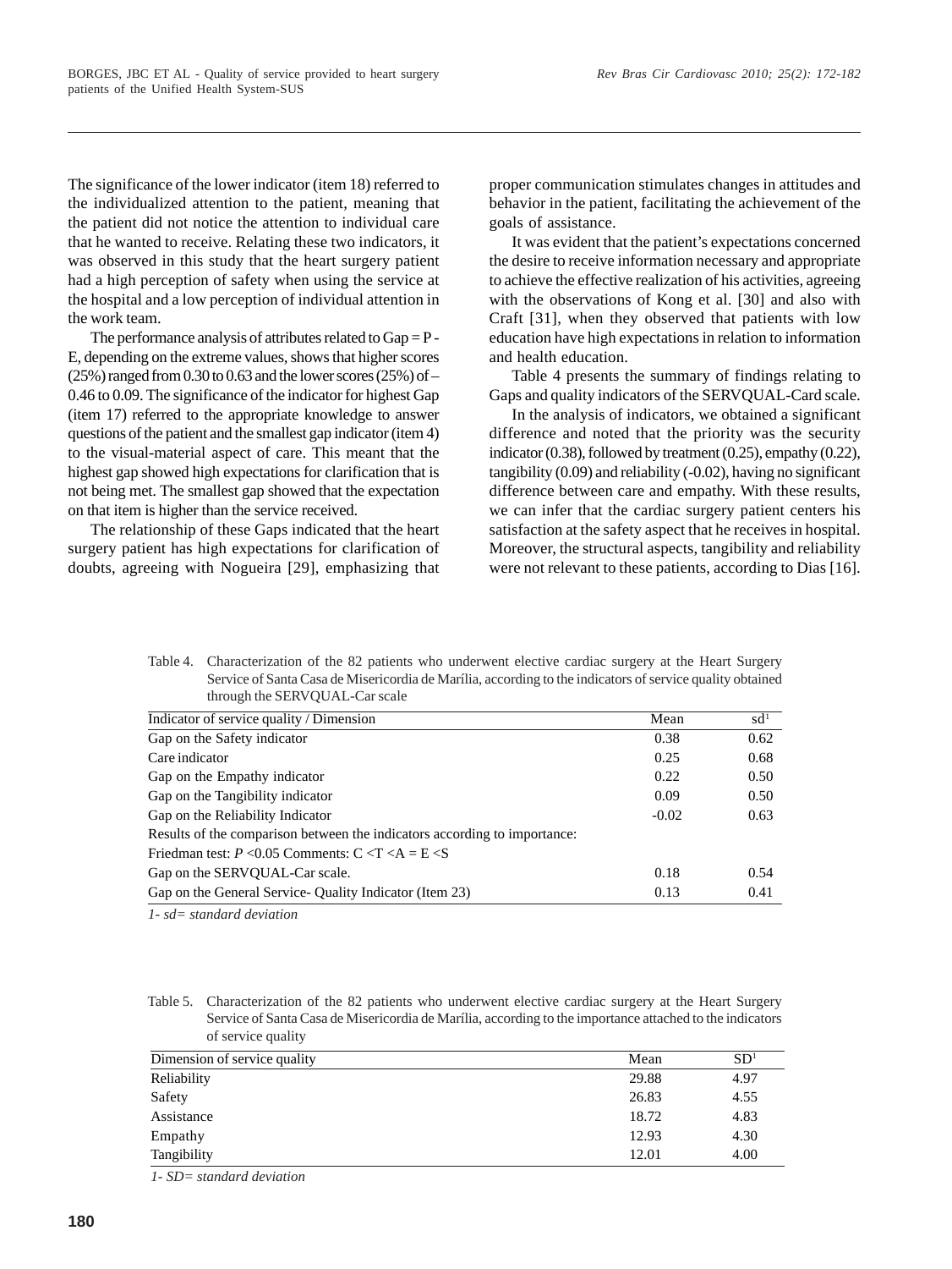The significance of the lower indicator (item 18) referred to the individualized attention to the patient, meaning that the patient did not notice the attention to individual care that he wanted to receive. Relating these two indicators, it was observed in this study that the heart surgery patient had a high perception of safety when using the service at the hospital and a low perception of individual attention in the work team.

The performance analysis of attributes related to Gap = P - E, depending on the extreme values, shows that higher scores (25%) ranged from 0.30 to 0.63 and the lower scores (25%) of – 0.46 to 0.09. The significance of the indicator for highest Gap (item 17) referred to the appropriate knowledge to answer questions of the patient and the smallest gap indicator (item 4) to the visual-material aspect of care. This meant that the highest gap showed high expectations for clarification that is not being met. The smallest gap showed that the expectation on that item is higher than the service received.

The relationship of these Gaps indicated that the heart surgery patient has high expectations for clarification of doubts, agreeing with Nogueira [29], emphasizing that proper communication stimulates changes in attitudes and behavior in the patient, facilitating the achievement of the goals of assistance.

It was evident that the patient's expectations concerned the desire to receive information necessary and appropriate to achieve the effective realization of his activities, agreeing with the observations of Kong et al. [30] and also with Craft [31], when they observed that patients with low education have high expectations in relation to information and health education.

Table 4 presents the summary of findings relating to Gaps and quality indicators of the SERVQUAL-Card scale.

In the analysis of indicators, we obtained a significant difference and noted that the priority was the security indicator (0.38), followed by treatment (0.25), empathy (0.22), tangibility (0.09) and reliability (-0.02), having no significant difference between care and empathy. With these results, we can infer that the cardiac surgery patient centers his satisfaction at the safety aspect that he receives in hospital. Moreover, the structural aspects, tangibility and reliability were not relevant to these patients, according to Dias [16].

Table 4. Characterization of the 82 patients who underwent elective cardiac surgery at the Heart Surgery Service of Santa Casa de Misericordia de Marília, according to the indicators of service quality obtained through the SERVQUAL-Car scale

| Indicator of service quality / Dimension | Mean | sd[1] |
|---|---|---|
| Gap on the Safety indicator | 0.38 | 0.62 |
| Care indicator | 0.25 | 0.68 |
| Gap on the Empathy indicator | 0.22 | 0.50 |
| Gap on the Tangibility indicator | 0.09 | 0.50 |
| Gap on the Reliability Indicator | -0.02 | 0.63 |
| Results of the comparison between the indicators according to importance: | | |
| Friedman test: $P$ <0.05 Comments: C <T <A = E <S | | |
| Gap on the SERVQUAL-Car scale. | 0.18 | 0.54 |
| Gap on the General Service- Quality Indicator (Item 23) | 0.13 | 0.41 |

*1- sd= standard deviation*

Table 5. Characterization of the 82 patients who underwent elective cardiac surgery at the Heart Surgery Service of Santa Casa de Misericordia de Marília, according to the importance attached to the indicators of service quality

| Dimension of service quality | Mean | SD[1] |
|---|---|---|
| Reliability | 29.88 | 4.97 |
| Safety | 26.83 | 4.55 |
| Assistance | 18.72 | 4.83 |
| Empathy | 12.93 | 4.30 |
| Tangibility | 12.01 | 4.00 |

*1- SD= standard deviation*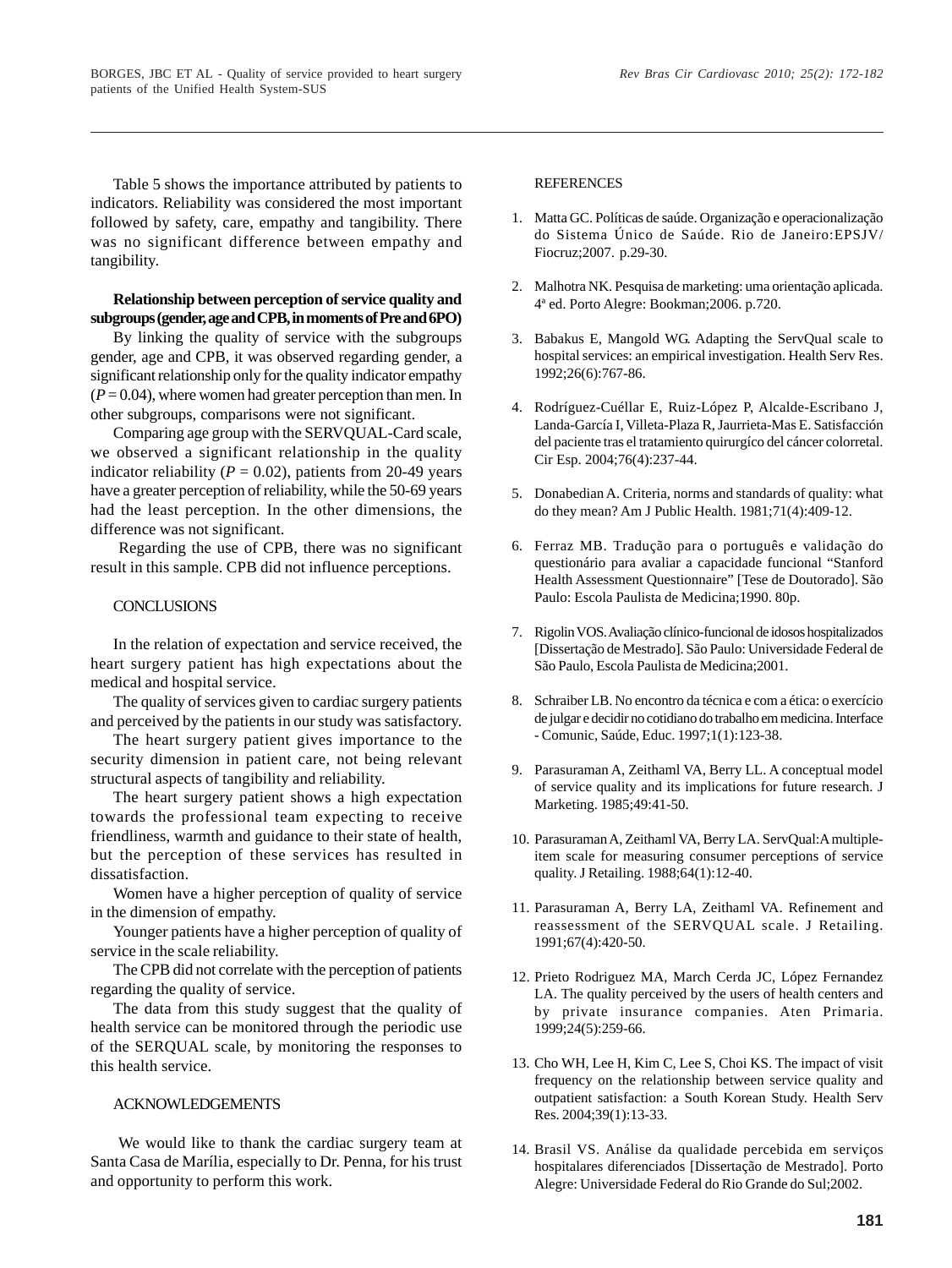Table 5 shows the importance attributed by patients to indicators. Reliability was considered the most important followed by safety, care, empathy and tangibility. There was no significant difference between empathy and tangibility.

**Relationship between perception of service quality and subgroups (gender, age and CPB, in moments of Pre and 6PO)**

By linking the quality of service with the subgroups gender, age and CPB, it was observed regarding gender, a significant relationship only for the quality indicator empathy ($P = 0.04$), where women had greater perception than men. In other subgroups, comparisons were not significant.

Comparing age group with the SERVQUAL-Card scale, we observed a significant relationship in the quality indicator reliability ($P = 0.02$), patients from 20-49 years have a greater perception of reliability, while the 50-69 years had the least perception. In the other dimensions, the difference was not significant.

Regarding the use of CPB, there was no significant result in this sample. CPB did not influence perceptions.

## CONCLUSIONS

In the relation of expectation and service received, the heart surgery patient has high expectations about the medical and hospital service.

The quality of services given to cardiac surgery patients and perceived by the patients in our study was satisfactory.

The heart surgery patient gives importance to the security dimension in patient care, not being relevant structural aspects of tangibility and reliability.

The heart surgery patient shows a high expectation towards the professional team expecting to receive friendliness, warmth and guidance to their state of health, but the perception of these services has resulted in dissatisfaction.

Women have a higher perception of quality of service in the dimension of empathy.

Younger patients have a higher perception of quality of service in the scale reliability.

The CPB did not correlate with the perception of patients regarding the quality of service.

The data from this study suggest that the quality of health service can be monitored through the periodic use of the SERQUAL scale, by monitoring the responses to this health service.

## ACKNOWLEDGEMENTS

We would like to thank the cardiac surgery team at Santa Casa de Marília, especially to Dr. Penna, for his trust and opportunity to perform this work.

## REFERENCES

1. Matta GC. Políticas de saúde. Organização e operacionalização do Sistema Único de Saúde. Rio de Janeiro:EPSJV/ Fiocruz;2007. p.29-30.

2. Malhotra NK. Pesquisa de marketing: uma orientação aplicada. 4ª ed. Porto Alegre: Bookman;2006. p.720.

3. Babakus E, Mangold WG. Adapting the ServQual scale to hospital services: an empirical investigation. Health Serv Res. 1992;26(6):767-86.

4. Rodríguez-Cuéllar E, Ruiz-López P, Alcalde-Escribano J, Landa-García I, Villeta-Plaza R, Jaurrieta-Mas E. Satisfacción del paciente tras el tratamiento quirurgíco del cáncer colorretal. Cir Esp. 2004;76(4):237-44.

5. Donabedian A. Criteria, norms and standards of quality: what do they mean? Am J Public Health. 1981;71(4):409-12.

6. Ferraz MB. Tradução para o português e validação do questionário para avaliar a capacidade funcional "Stanford Health Assessment Questionnaire" [Tese de Doutorado]. São Paulo: Escola Paulista de Medicina;1990. 80p.

7. Rigolin VOS. Avaliação clínico-funcional de idosos hospitalizados [Dissertação de Mestrado]. São Paulo: Universidade Federal de São Paulo, Escola Paulista de Medicina;2001.

8. Schraiber LB. No encontro da técnica e com a ética: o exercício de julgar e decidir no cotidiano do trabalho em medicina. Interface - Comunic, Saúde, Educ. 1997;1(1):123-38.

9. Parasuraman A, Zeithaml VA, Berry LL. A conceptual model of service quality and its implications for future research. J Marketing. 1985;49:41-50.

10. Parasuraman A, Zeithaml VA, Berry LA. ServQual:A multiple-item scale for measuring consumer perceptions of service quality. J Retailing. 1988;64(1):12-40.

11. Parasuraman A, Berry LA, Zeithaml VA. Refinement and reassessment of the SERVQUAL scale. J Retailing. 1991;67(4):420-50.

12. Prieto Rodriguez MA, March Cerda JC, López Fernandez LA. The quality perceived by the users of health centers and by private insurance companies. Aten Primaria. 1999;24(5):259-66.

13. Cho WH, Lee H, Kim C, Lee S, Choi KS. The impact of visit frequency on the relationship between service quality and outpatient satisfaction: a South Korean Study. Health Serv Res. 2004;39(1):13-33.

14. Brasil VS. Análise da qualidade percebida em serviços hospitalares diferenciados [Dissertação de Mestrado]. Porto Alegre: Universidade Federal do Rio Grande do Sul;2002.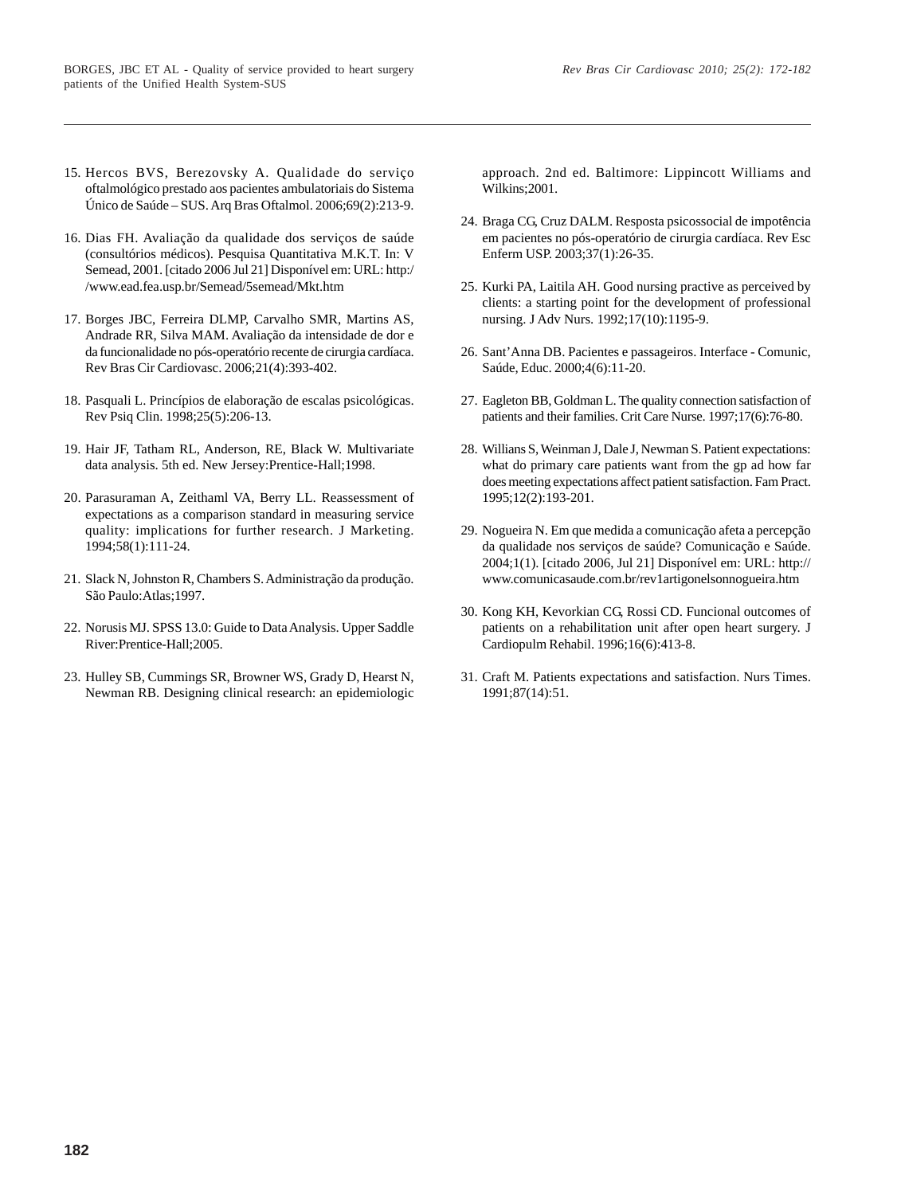15. Hercos BVS, Berezovsky A. Qualidade do serviço oftalmológico prestado aos pacientes ambulatoriais do Sistema Único de Saúde – SUS. Arq Bras Oftalmol. 2006;69(2):213-9.

16. Dias FH. Avaliação da qualidade dos serviços de saúde (consultórios médicos). Pesquisa Quantitativa M.K.T. In: V Semead, 2001. [citado 2006 Jul 21] Disponível em: URL: http://www.ead.fea.usp.br/Semead/5semead/Mkt.htm

17. Borges JBC, Ferreira DLMP, Carvalho SMR, Martins AS, Andrade RR, Silva MAM. Avaliação da intensidade de dor e da funcionalidade no pós-operatório recente de cirurgia cardíaca. Rev Bras Cir Cardiovasc. 2006;21(4):393-402.

18. Pasquali L. Princípios de elaboração de escalas psicológicas. Rev Psiq Clin. 1998;25(5):206-13.

19. Hair JF, Tatham RL, Anderson, RE, Black W. Multivariate data analysis. 5th ed. New Jersey:Prentice-Hall;1998.

20. Parasuraman A, Zeithaml VA, Berry LL. Reassessment of expectations as a comparison standard in measuring service quality: implications for further research. J Marketing. 1994;58(1):111-24.

21. Slack N, Johnston R, Chambers S. Administração da produção. São Paulo:Atlas;1997.

22. Norusis MJ. SPSS 13.0: Guide to Data Analysis. Upper Saddle River:Prentice-Hall;2005.

23. Hulley SB, Cummings SR, Browner WS, Grady D, Hearst N, Newman RB. Designing clinical research: an epidemiologic approach. 2nd ed. Baltimore: Lippincott Williams and Wilkins;2001.

24. Braga CG, Cruz DALM. Resposta psicossocial de impotência em pacientes no pós-operatório de cirurgia cardíaca. Rev Esc Enferm USP. 2003;37(1):26-35.

25. Kurki PA, Laitila AH. Good nursing practive as perceived by clients: a starting point for the development of professional nursing. J Adv Nurs. 1992;17(10):1195-9.

26. Sant'Anna DB. Pacientes e passageiros. Interface - Comunic, Saúde, Educ. 2000;4(6):11-20.

27. Eagleton BB, Goldman L. The quality connection satisfaction of patients and their families. Crit Care Nurse. 1997;17(6):76-80.

28. Willians S, Weinman J, Dale J, Newman S. Patient expectations: what do primary care patients want from the gp ad how far does meeting expectations affect patient satisfaction. Fam Pract. 1995;12(2):193-201.

29. Nogueira N. Em que medida a comunicação afeta a percepção da qualidade nos serviços de saúde? Comunicação e Saúde. 2004;1(1). [citado 2006, Jul 21] Disponível em: URL: http://www.comunicasaude.com.br/rev1artigonelsonnogueira.htm

30. Kong KH, Kevorkian CG, Rossi CD. Funcional outcomes of patients on a rehabilitation unit after open heart surgery. J Cardiopulm Rehabil. 1996;16(6):413-8.

31. Craft M. Patients expectations and satisfaction. Nurs Times. 1991;87(14):51.